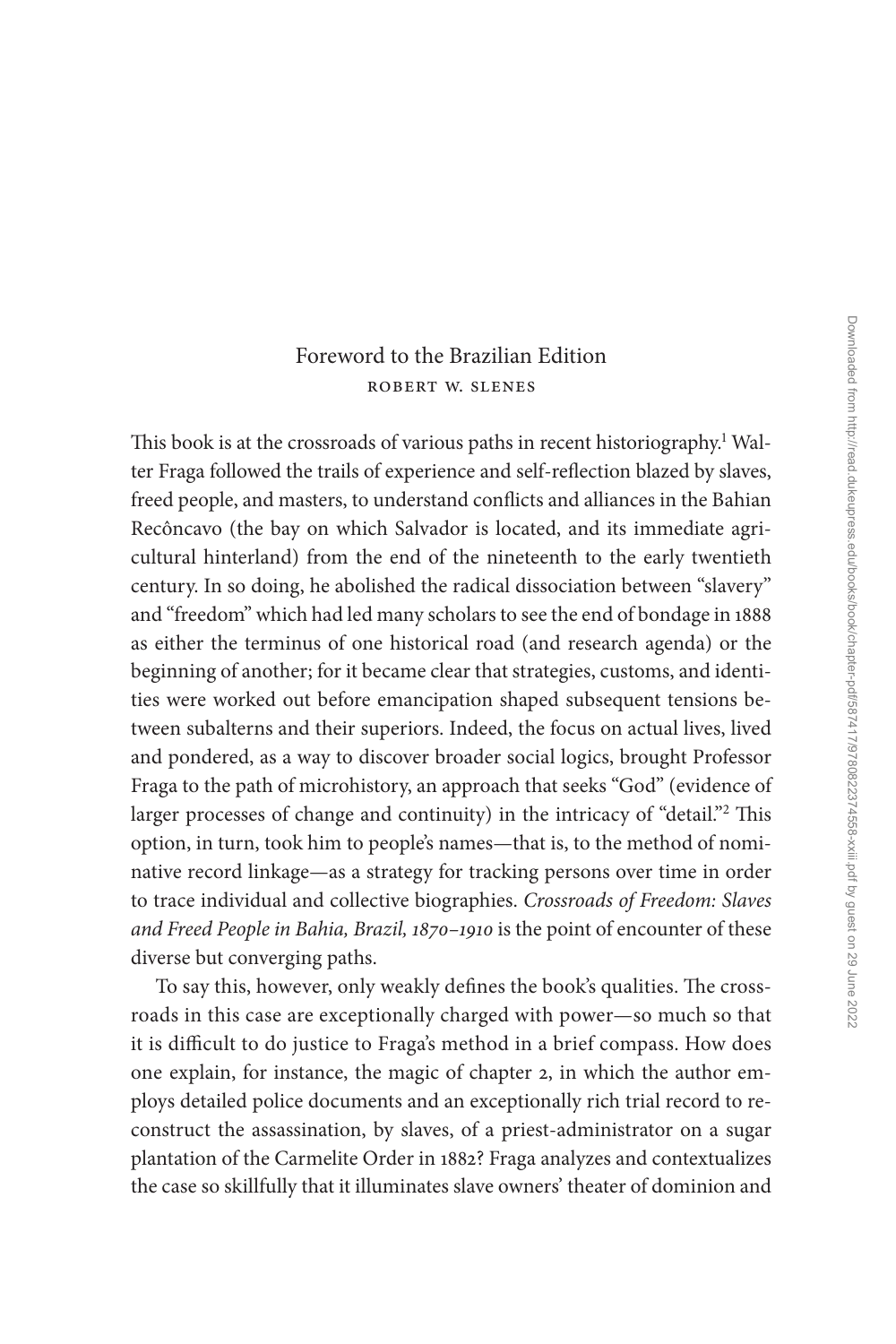# Foreword to the Brazilian Edition

ROBERT W. SLENES

This book is at the crossroads of various paths in recent historiography.[1] Walter Fraga followed the trails of experience and self-reflection blazed by slaves, freed people, and masters, to understand conflicts and alliances in the Bahian Recôncavo (the bay on which Salvador is located, and its immediate agricultural hinterland) from the end of the nineteenth to the early twentieth century. In so doing, he abolished the radical dissociation between "slavery" and "freedom" which had led many scholars to see the end of bondage in 1888 as either the terminus of one historical road (and research agenda) or the beginning of another; for it became clear that strategies, customs, and identities were worked out before emancipation shaped subsequent tensions between subalterns and their superiors. Indeed, the focus on actual lives, lived and pondered, as a way to discover broader social logics, brought Professor Fraga to the path of microhistory, an approach that seeks "God" (evidence of larger processes of change and continuity) in the intricacy of "detail."[2] This option, in turn, took him to people's names—that is, to the method of nominative record linkage—as a strategy for tracking persons over time in order to trace individual and collective biographies. *Crossroads of Freedom: Slaves and Freed People in Bahia, Brazil, 1870–1910* is the point of encounter of these diverse but converging paths.

To say this, however, only weakly defines the book's qualities. The crossroads in this case are exceptionally charged with power—so much so that it is difficult to do justice to Fraga's method in a brief compass. How does one explain, for instance, the magic of chapter 2, in which the author employs detailed police documents and an exceptionally rich trial record to reconstruct the assassination, by slaves, of a priest-administrator on a sugar plantation of the Carmelite Order in 1882? Fraga analyzes and contextualizes the case so skillfully that it illuminates slave owners' theater of dominion and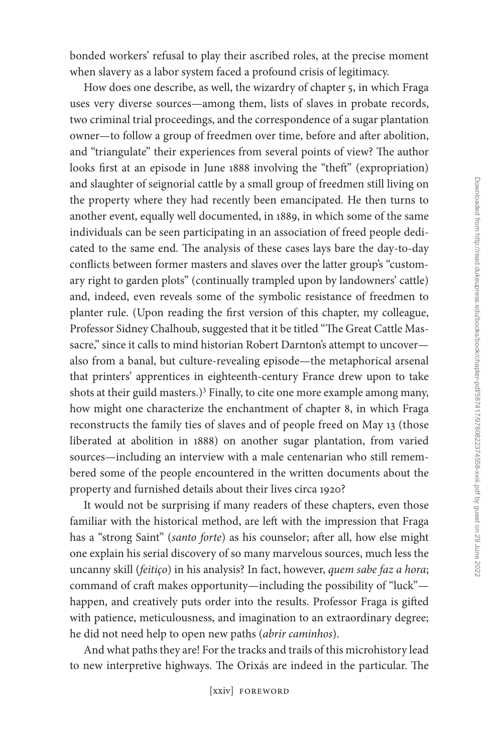bonded workers' refusal to play their ascribed roles, at the precise moment when slavery as a labor system faced a profound crisis of legitimacy.

How does one describe, as well, the wizardry of chapter 5, in which Fraga uses very diverse sources—among them, lists of slaves in probate records, two criminal trial proceedings, and the correspondence of a sugar plantation owner—to follow a group of freedmen over time, before and after abolition, and "triangulate" their experiences from several points of view? The author looks first at an episode in June 1888 involving the "theft" (expropriation) and slaughter of seignorial cattle by a small group of freedmen still living on the property where they had recently been emancipated. He then turns to another event, equally well documented, in 1889, in which some of the same individuals can be seen participating in an association of freed people dedicated to the same end. The analysis of these cases lays bare the day-to-day conflicts between former masters and slaves over the latter group's "customary right to garden plots" (continually trampled upon by landowners' cattle) and, indeed, even reveals some of the symbolic resistance of freedmen to planter rule. (Upon reading the first version of this chapter, my colleague, Professor Sidney Chalhoub, suggested that it be titled "The Great Cattle Massacre," since it calls to mind historian Robert Darnton's attempt to uncover—also from a banal, but culture-revealing episode—the metaphorical arsenal that printers' apprentices in eighteenth-century France drew upon to take shots at their guild masters.)[3] Finally, to cite one more example among many, how might one characterize the enchantment of chapter 8, in which Fraga reconstructs the family ties of slaves and of people freed on May 13 (those liberated at abolition in 1888) on another sugar plantation, from varied sources—including an interview with a male centenarian who still remembered some of the people encountered in the written documents about the property and furnished details about their lives circa 1920?

It would not be surprising if many readers of these chapters, even those familiar with the historical method, are left with the impression that Fraga has a "strong Saint" (*santo forte*) as his counselor; after all, how else might one explain his serial discovery of so many marvelous sources, much less the uncanny skill (*feitiço*) in his analysis? In fact, however, *quem sabe faz a hora*; command of craft makes opportunity—including the possibility of "luck"—happen, and creatively puts order into the results. Professor Fraga is gifted with patience, meticulousness, and imagination to an extraordinary degree; he did not need help to open new paths (*abrir caminhos*).

And what paths they are! For the tracks and trails of this microhistory lead to new interpretive highways. The Orixás are indeed in the particular. The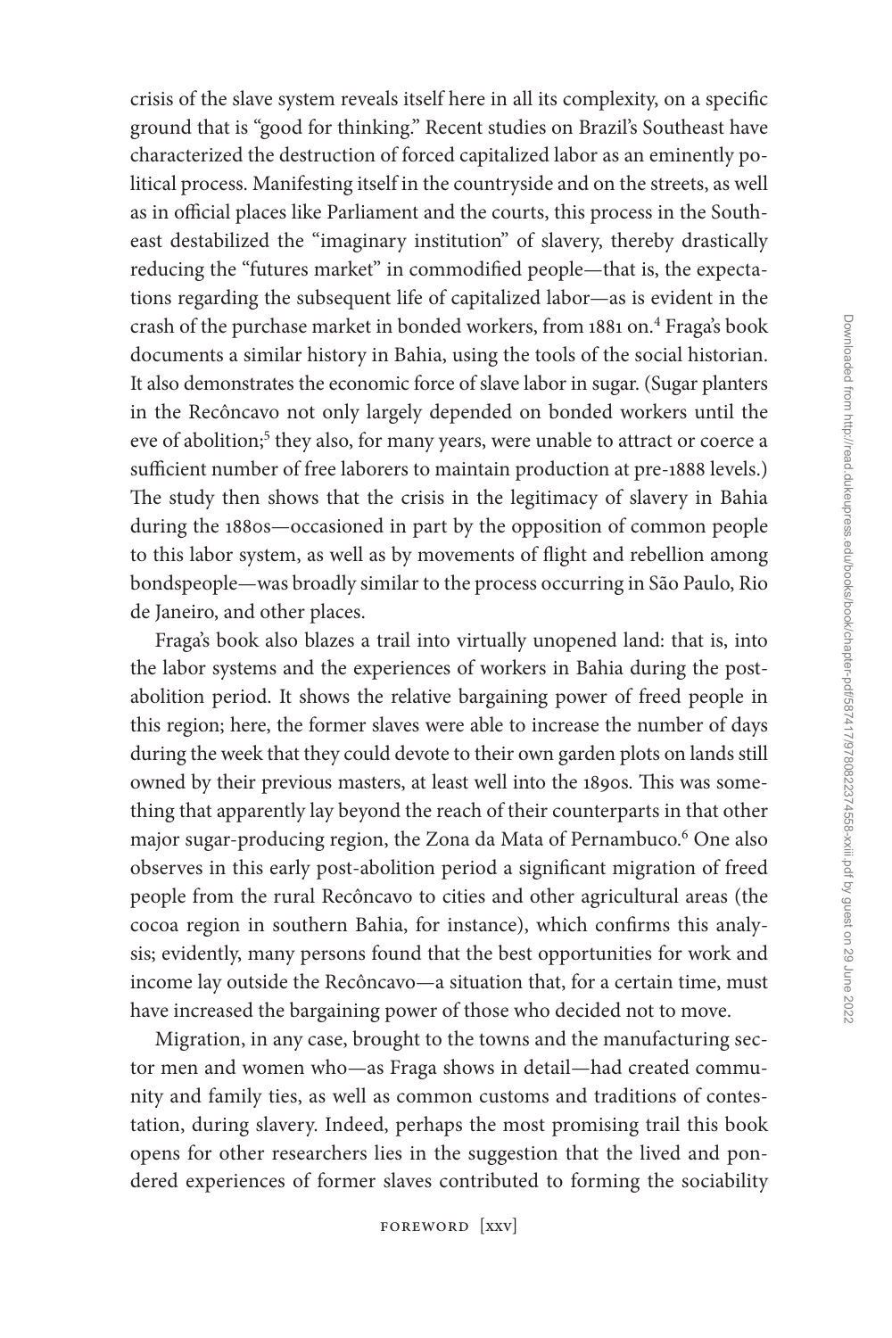crisis of the slave system reveals itself here in all its complexity, on a specific ground that is "good for thinking." Recent studies on Brazil's Southeast have characterized the destruction of forced capitalized labor as an eminently political process. Manifesting itself in the countryside and on the streets, as well as in official places like Parliament and the courts, this process in the Southeast destabilized the "imaginary institution" of slavery, thereby drastically reducing the "futures market" in commodified people—that is, the expectations regarding the subsequent life of capitalized labor—as is evident in the crash of the purchase market in bonded workers, from 1881 on.[4] Fraga's book documents a similar history in Bahia, using the tools of the social historian. It also demonstrates the economic force of slave labor in sugar. (Sugar planters in the Recôncavo not only largely depended on bonded workers until the eve of abolition;[5] they also, for many years, were unable to attract or coerce a sufficient number of free laborers to maintain production at pre-1888 levels.) The study then shows that the crisis in the legitimacy of slavery in Bahia during the 1880s—occasioned in part by the opposition of common people to this labor system, as well as by movements of flight and rebellion among bondspeople—was broadly similar to the process occurring in São Paulo, Rio de Janeiro, and other places.

Fraga's book also blazes a trail into virtually unopened land: that is, into the labor systems and the experiences of workers in Bahia during the post-abolition period. It shows the relative bargaining power of freed people in this region; here, the former slaves were able to increase the number of days during the week that they could devote to their own garden plots on lands still owned by their previous masters, at least well into the 1890s. This was something that apparently lay beyond the reach of their counterparts in that other major sugar-producing region, the Zona da Mata of Pernambuco.[6] One also observes in this early post-abolition period a significant migration of freed people from the rural Recôncavo to cities and other agricultural areas (the cocoa region in southern Bahia, for instance), which confirms this analysis; evidently, many persons found that the best opportunities for work and income lay outside the Recôncavo—a situation that, for a certain time, must have increased the bargaining power of those who decided not to move.

Migration, in any case, brought to the towns and the manufacturing sector men and women who—as Fraga shows in detail—had created community and family ties, as well as common customs and traditions of contestation, during slavery. Indeed, perhaps the most promising trail this book opens for other researchers lies in the suggestion that the lived and pondered experiences of former slaves contributed to forming the sociability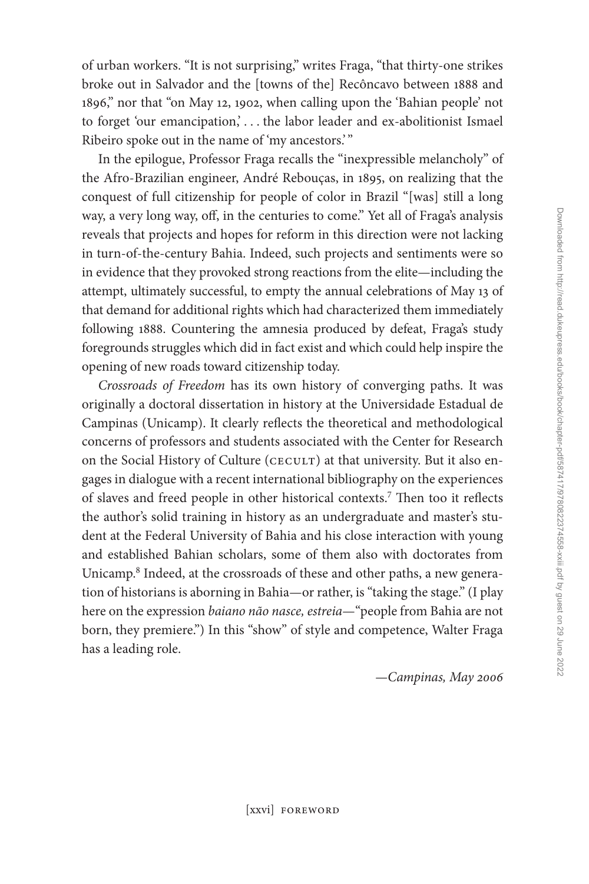of urban workers. "It is not surprising," writes Fraga, "that thirty-one strikes broke out in Salvador and the [towns of the] Recôncavo between 1888 and 1896," nor that "on May 12, 1902, when calling upon the 'Bahian people' not to forget 'our emancipation,' . . . the labor leader and ex-abolitionist Ismael Ribeiro spoke out in the name of 'my ancestors.'"

In the epilogue, Professor Fraga recalls the "inexpressible melancholy" of the Afro-Brazilian engineer, André Rebouças, in 1895, on realizing that the conquest of full citizenship for people of color in Brazil "[was] still a long way, a very long way, off, in the centuries to come." Yet all of Fraga's analysis reveals that projects and hopes for reform in this direction were not lacking in turn-of-the-century Bahia. Indeed, such projects and sentiments were so in evidence that they provoked strong reactions from the elite—including the attempt, ultimately successful, to empty the annual celebrations of May 13 of that demand for additional rights which had characterized them immediately following 1888. Countering the amnesia produced by defeat, Fraga's study foregrounds struggles which did in fact exist and which could help inspire the opening of new roads toward citizenship today.

*Crossroads of Freedom* has its own history of converging paths. It was originally a doctoral dissertation in history at the Universidade Estadual de Campinas (Unicamp). It clearly reflects the theoretical and methodological concerns of professors and students associated with the Center for Research on the Social History of Culture (CECULT) at that university. But it also engages in dialogue with a recent international bibliography on the experiences of slaves and freed people in other historical contexts.[7] Then too it reflects the author's solid training in history as an undergraduate and master's student at the Federal University of Bahia and his close interaction with young and established Bahian scholars, some of them also with doctorates from Unicamp.[8] Indeed, at the crossroads of these and other paths, a new generation of historians is aborning in Bahia—or rather, is "taking the stage." (I play here on the expression *baiano não nasce, estreia*—"people from Bahia are not born, they premiere.") In this "show" of style and competence, Walter Fraga has a leading role.

—*Campinas, May 2006*